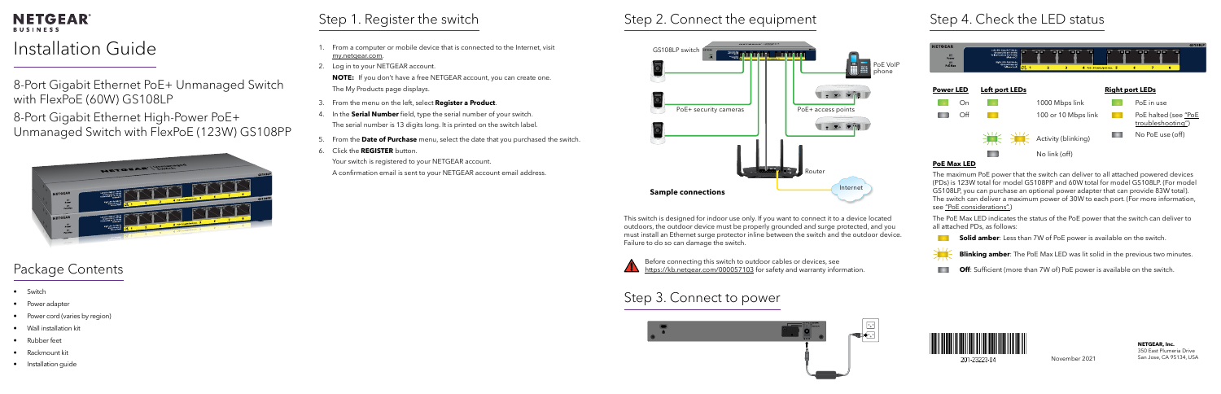NETGEAR BUSINESS

# Installation Guide

8-Port Gigabit Ethernet PoE+ Unmanaged Switch with FlexPoE (60W) GS108LP

8-Port Gigabit Ethernet High-Power PoE+ Unmanaged Switch with FlexPoE (123W) GS108PP

## Package Contents

- Switch
- Power adapter
- Power cord (varies by region)
- Wall installation kit
- Rubber feet
- Rackmount kit
- Installation guide

## Step 1. Register the switch

1. From a computer or mobile device that is connected to the Internet, visit my.netgear.com.
2. Log in to your NETGEAR account.

   **NOTE:** If you don't have a free NETGEAR account, you can create one.

   The My Products page displays.
3. From the menu on the left, select **Register a Product**.
4. In the **Serial Number** field, type the serial number of your switch.

   The serial number is 13 digits long. It is printed on the switch label.
5. From the **Date of Purchase** menu, select the date that you purchased the switch.
6. Click the **REGISTER** button.

   Your switch is registered to your NETGEAR account.

   A confirmation email is sent to your NETGEAR account email address.

## Step 2. Connect the equipment

GS108LP switch

PoE VoIP phone

PoE+ security cameras

PoE+ access points

Router

Internet

**Sample connections**

This switch is designed for indoor use only. If you want to connect it to a device located outdoors, the outdoor device must be properly grounded and surge protected, and you must install an Ethernet surge protector inline between the switch and the outdoor device. Failure to do so can damage the switch.

Before connecting this switch to outdoor cables or devices, see https://kb.netgear.com/000057103 for safety and warranty information.

## Step 3. Connect to power

## Step 4. Check the LED status

| Power LED | Left port LEDs | | Right port LEDs | |
|---|---|---|---|---|
| On | | 1000 Mbps link | | PoE in use |
| Off | | 100 or 10 Mbps link | | PoE halted (see "PoE troubleshooting") |
| | | Activity (blinking) | | No PoE use (off) |
| | | No link (off) | | |

**PoE Max LED**

The maximum PoE power that the switch can deliver to all attached powered devices (PDs) is 123W total for model GS108PP and 60W total for model GS108LP. (For model GS108LP, you can purchase an optional power adapter that can provide 83W total). The switch can deliver a maximum power of 30W to each port. (For more information, see "PoE considerations".)

The PoE Max LED indicates the status of the PoE power that the switch can deliver to all attached PDs, as follows:

- **Solid amber**: Less than 7W of PoE power is available on the switch.
- **Blinking amber**: The PoE Max LED was lit solid in the previous two minutes.
- **Off**: Sufficient (more than 7W of) PoE power is available on the switch.

201-23223-04

November 2021

**NETGEAR, Inc.**
350 East Plumeria Drive
San Jose, CA 95134, USA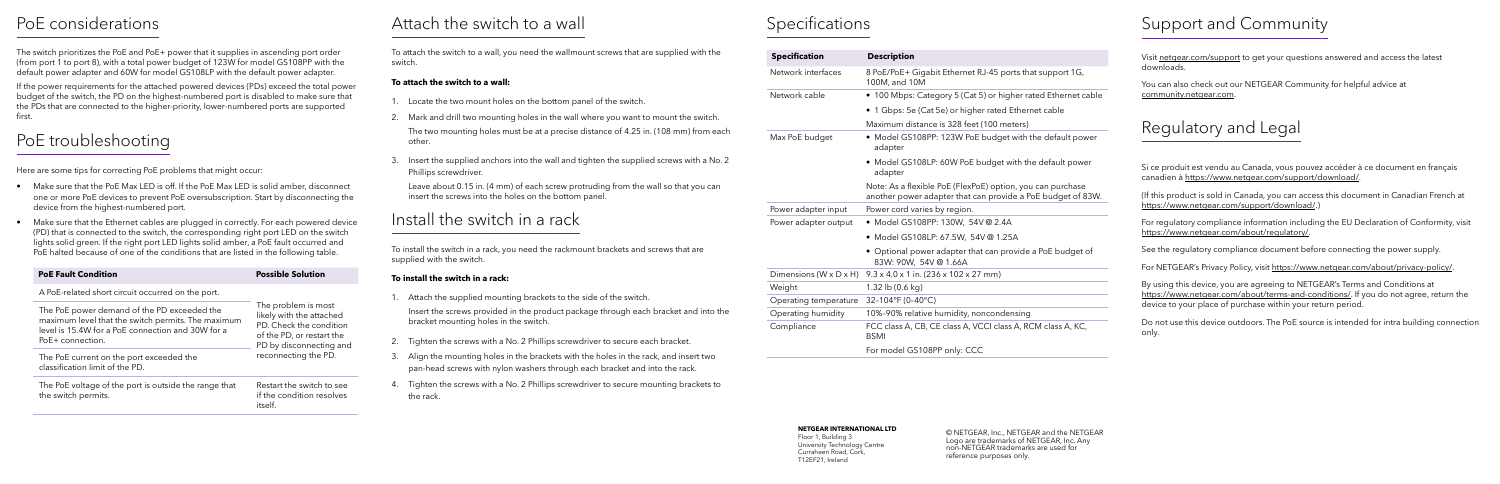## PoE considerations

The switch prioritizes the PoE and PoE+ power that it supplies in ascending port order (from port 1 to port 8), with a total power budget of 123W for model GS108PP with the default power adapter and 60W for model GS108LP with the default power adapter.

If the power requirements for the attached powered devices (PDs) exceed the total power budget of the switch, the PD on the highest-numbered port is disabled to make sure that the PDs that are connected to the higher-priority, lower-numbered ports are supported first.

## PoE troubleshooting

Here are some tips for correcting PoE problems that might occur:

- Make sure that the PoE Max LED is off. If the PoE Max LED is solid amber, disconnect one or more PoE devices to prevent PoE oversubscription. Start by disconnecting the device from the highest-numbered port.
- Make sure that the Ethernet cables are plugged in correctly. For each powered device (PD) that is connected to the switch, the corresponding right port LED on the switch lights solid green. If the right port LED lights solid amber, a PoE fault occurred and PoE halted because of one of the conditions that are listed in the following table.

| PoE Fault Condition | Possible Solution |
|---|---|
| A PoE-related short circuit occurred on the port. | The problem is most likely with the attached PD. Check the condition of the PD, or restart the PD by disconnecting and reconnecting the PD. |
| The PoE power demand of the PD exceeded the maximum level that the switch permits. The maximum level is 15.4W for a PoE connection and 30W for a PoE+ connection. | |
| The PoE current on the port exceeded the classification limit of the PD. | |
| The PoE voltage of the port is outside the range that the switch permits. | Restart the switch to see if the condition resolves itself. |

## Attach the switch to a wall

To attach the switch to a wall, you need the wallmount screws that are supplied with the switch.

**To attach the switch to a wall:**

1. Locate the two mount holes on the bottom panel of the switch.
2. Mark and drill two mounting holes in the wall where you want to mount the switch.

   The two mounting holes must be at a precise distance of 4.25 in. (108 mm) from each other.
3. Insert the supplied anchors into the wall and tighten the supplied screws with a No. 2 Phillips screwdriver.

   Leave about 0.15 in. (4 mm) of each screw protruding from the wall so that you can insert the screws into the holes on the bottom panel.

## Install the switch in a rack

To install the switch in a rack, you need the rackmount brackets and screws that are supplied with the switch.

**To install the switch in a rack:**

1. Attach the supplied mounting brackets to the side of the switch.

   Insert the screws provided in the product package through each bracket and into the bracket mounting holes in the switch.
2. Tighten the screws with a No. 2 Phillips screwdriver to secure each bracket.
3. Align the mounting holes in the brackets with the holes in the rack, and insert two pan-head screws with nylon washers through each bracket and into the rack.
4. Tighten the screws with a No. 2 Phillips screwdriver to secure mounting brackets to the rack.

## Specifications

| Specification | Description |
|---|---|
| Network interfaces | 8 PoE/PoE+ Gigabit Ethernet RJ-45 ports that support 1G, 100M, and 10M |
| Network cable | • 100 Mbps: Category 5 (Cat 5) or higher rated Ethernet cable<br>• 1 Gbps: 5e (Cat 5e) or higher rated Ethernet cable<br>Maximum distance is 328 feet (100 meters) |
| Max PoE budget | • Model GS108PP: 123W PoE budget with the default power adapter<br>• Model GS108LP: 60W PoE budget with the default power adapter<br>Note: As a flexible PoE (FlexPoE) option, you can purchase another power adapter that can provide a PoE budget of 83W. |
| Power adapter input | Power cord varies by region. |
| Power adapter output | • Model GS108PP: 130W, 54V @ 2.4A<br>• Model GS108LP: 67.5W, 54V @ 1.25A<br>• Optional power adapter that can provide a PoE budget of 83W: 90W, 54V @ 1.66A |
| Dimensions (W x D x H) | 9.3 x 4.0 x 1 in. (236 x 102 x 27 mm) |
| Weight | 1.32 lb (0.6 kg) |
| Operating temperature | 32–104°F (0–40°C) |
| Operating humidity | 10%–90% relative humidity, noncondensing |
| Compliance | FCC class A, CB, CE class A, VCCI class A, RCM class A, KC, BSMI<br>For model GS108PP only: CCC |

## Support and Community

Visit netgear.com/support to get your questions answered and access the latest downloads.

You can also check out our NETGEAR Community for helpful advice at community.netgear.com.

## Regulatory and Legal

Si ce produit est vendu au Canada, vous pouvez accéder à ce document en français canadien à https://www.netgear.com/support/download/.

(If this product is sold in Canada, you can access this document in Canadian French at https://www.netgear.com/support/download/.)

For regulatory compliance information including the EU Declaration of Conformity, visit https://www.netgear.com/about/regulatory/.

See the regulatory compliance document before connecting the power supply.

For NETGEAR's Privacy Policy, visit https://www.netgear.com/about/privacy-policy/.

By using this device, you are agreeing to NETGEAR's Terms and Conditions at https://www.netgear.com/about/terms-and-conditions/. If you do not agree, return the device to your place of purchase within your return period.

Do not use this device outdoors. The PoE source is intended for intra building connection only.

**NETGEAR INTERNATIONAL LTD**
Floor 1, Building 3
University Technology Centre
Curraheen Road, Cork,
T12EF21, Ireland

© NETGEAR, Inc., NETGEAR and the NETGEAR Logo are trademarks of NETGEAR, Inc. Any non‑NETGEAR trademarks are used for reference purposes only.